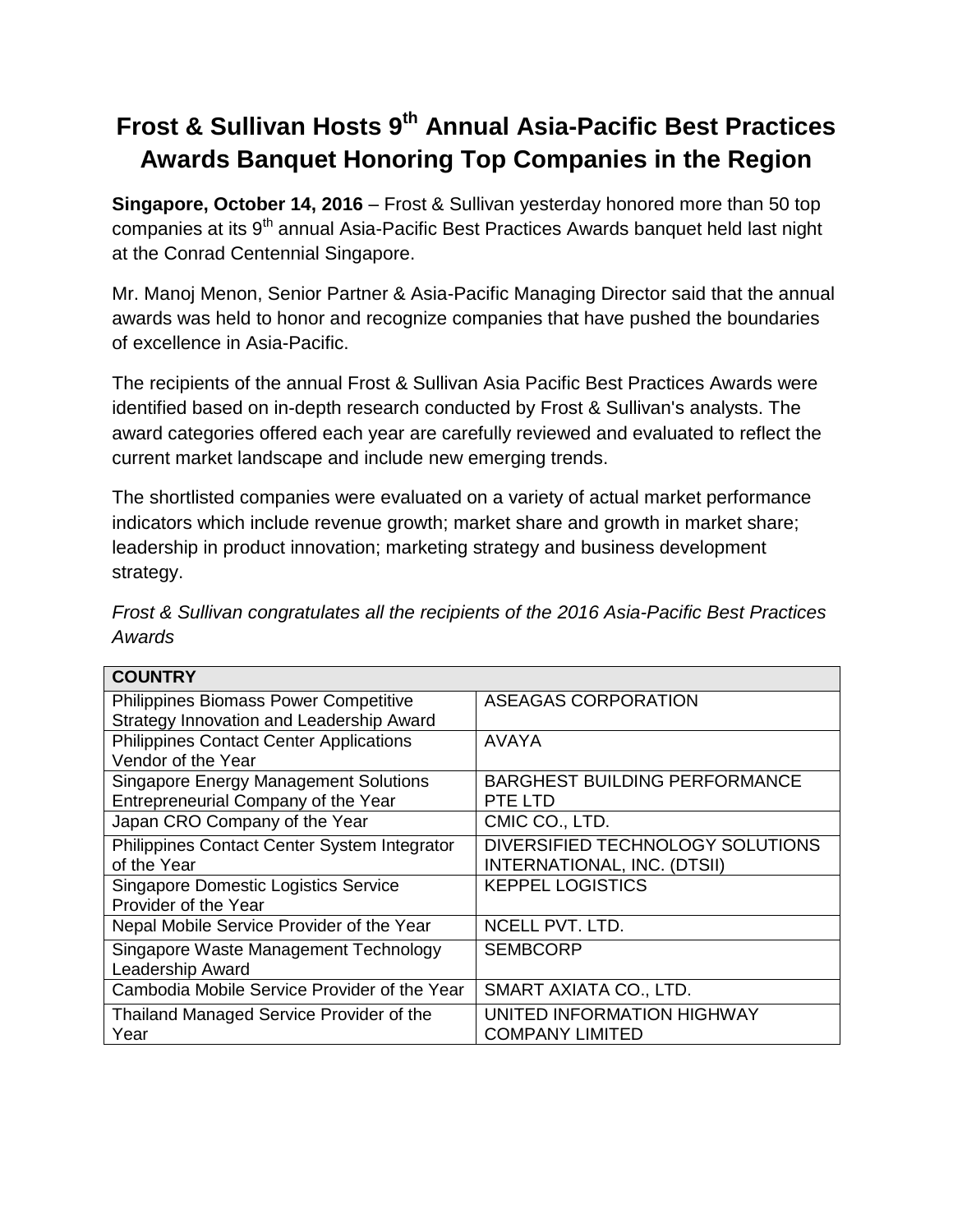# Frost & Sullivan Hosts 9th Annual Asia-Pacific Best Practices Awards Banquet Honoring Top Companies in the Region

**Singapore, October 14, 2016** – Frost & Sullivan yesterday honored more than 50 top companies at its 9th annual Asia-Pacific Best Practices Awards banquet held last night at the Conrad Centennial Singapore.

Mr. Manoj Menon, Senior Partner & Asia-Pacific Managing Director said that the annual awards was held to honor and recognize companies that have pushed the boundaries of excellence in Asia-Pacific.

The recipients of the annual Frost & Sullivan Asia Pacific Best Practices Awards were identified based on in-depth research conducted by Frost & Sullivan's analysts. The award categories offered each year are carefully reviewed and evaluated to reflect the current market landscape and include new emerging trends.

The shortlisted companies were evaluated on a variety of actual market performance indicators which include revenue growth; market share and growth in market share; leadership in product innovation; marketing strategy and business development strategy.

*Frost & Sullivan congratulates all the recipients of the 2016 Asia-Pacific Best Practices Awards*

| COUNTRY | |
|---|---|
| Philippines Biomass Power Competitive Strategy Innovation and Leadership Award | ASEAGAS CORPORATION |
| Philippines Contact Center Applications Vendor of the Year | AVAYA |
| Singapore Energy Management Solutions Entrepreneurial Company of the Year | BARGHEST BUILDING PERFORMANCE PTE LTD |
| Japan CRO Company of the Year | CMIC CO., LTD. |
| Philippines Contact Center System Integrator of the Year | DIVERSIFIED TECHNOLOGY SOLUTIONS INTERNATIONAL, INC. (DTSII) |
| Singapore Domestic Logistics Service Provider of the Year | KEPPEL LOGISTICS |
| Nepal Mobile Service Provider of the Year | NCELL PVT. LTD. |
| Singapore Waste Management Technology Leadership Award | SEMBCORP |
| Cambodia Mobile Service Provider of the Year | SMART AXIATA CO., LTD. |
| Thailand Managed Service Provider of the Year | UNITED INFORMATION HIGHWAY COMPANY LIMITED |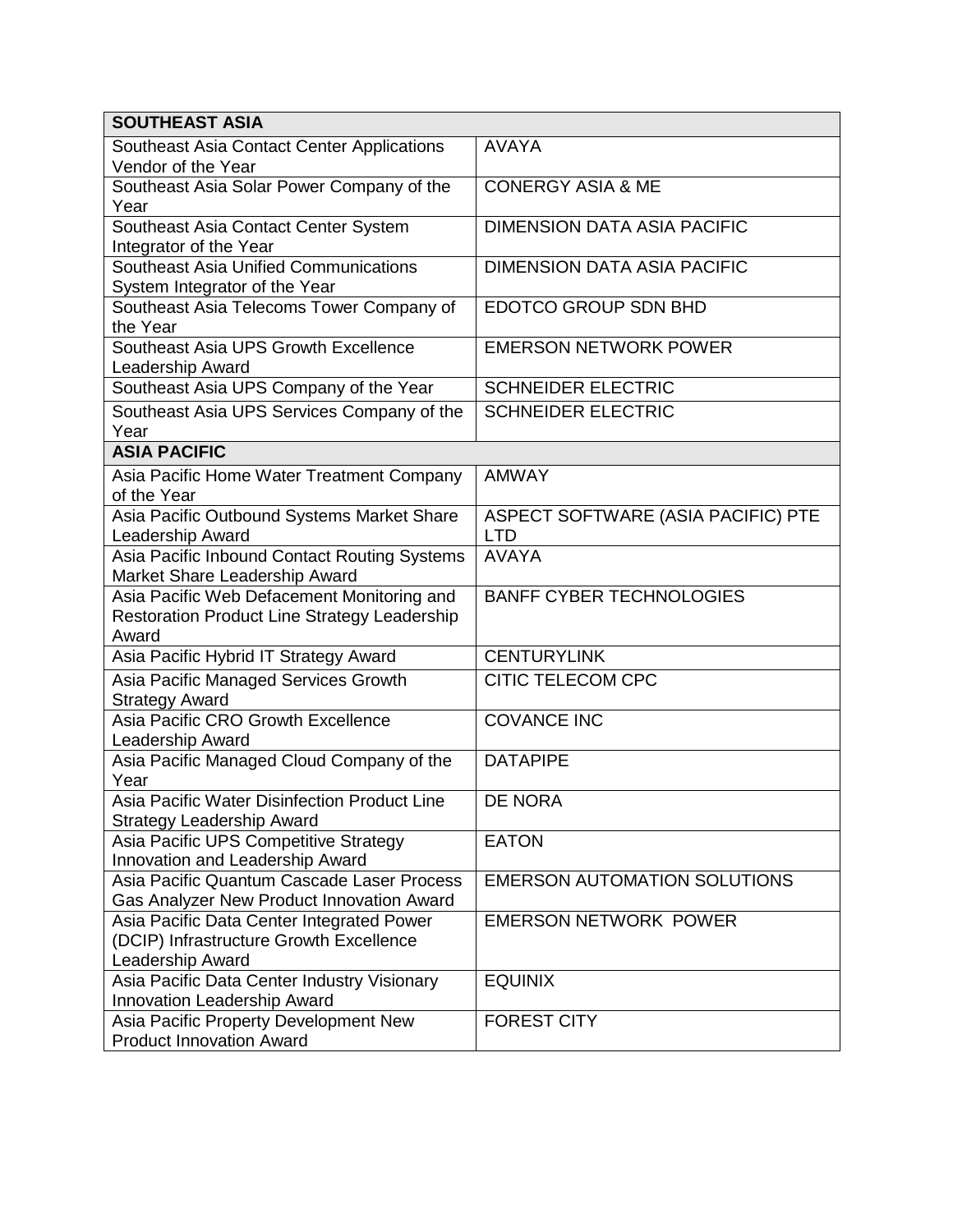| SOUTHEAST ASIA | |
|---|---|
| Southeast Asia Contact Center Applications Vendor of the Year | AVAYA |
| Southeast Asia Solar Power Company of the Year | CONERGY ASIA & ME |
| Southeast Asia Contact Center System Integrator of the Year | DIMENSION DATA ASIA PACIFIC |
| Southeast Asia Unified Communications System Integrator of the Year | DIMENSION DATA ASIA PACIFIC |
| Southeast Asia Telecoms Tower Company of the Year | EDOTCO GROUP SDN BHD |
| Southeast Asia UPS Growth Excellence Leadership Award | EMERSON NETWORK POWER |
| Southeast Asia UPS Company of the Year | SCHNEIDER ELECTRIC |
| Southeast Asia UPS Services Company of the Year | SCHNEIDER ELECTRIC |
| **ASIA PACIFIC** | |
| Asia Pacific Home Water Treatment Company of the Year | AMWAY |
| Asia Pacific Outbound Systems Market Share Leadership Award | ASPECT SOFTWARE (ASIA PACIFIC) PTE LTD |
| Asia Pacific Inbound Contact Routing Systems Market Share Leadership Award | AVAYA |
| Asia Pacific Web Defacement Monitoring and Restoration Product Line Strategy Leadership Award | BANFF CYBER TECHNOLOGIES |
| Asia Pacific Hybrid IT Strategy Award | CENTURYLINK |
| Asia Pacific Managed Services Growth Strategy Award | CITIC TELECOM CPC |
| Asia Pacific CRO Growth Excellence Leadership Award | COVANCE INC |
| Asia Pacific Managed Cloud Company of the Year | DATAPIPE |
| Asia Pacific Water Disinfection Product Line Strategy Leadership Award | DE NORA |
| Asia Pacific UPS Competitive Strategy Innovation and Leadership Award | EATON |
| Asia Pacific Quantum Cascade Laser Process Gas Analyzer New Product Innovation Award | EMERSON AUTOMATION SOLUTIONS |
| Asia Pacific Data Center Integrated Power (DCIP) Infrastructure Growth Excellence Leadership Award | EMERSON NETWORK POWER |
| Asia Pacific Data Center Industry Visionary Innovation Leadership Award | EQUINIX |
| Asia Pacific Property Development New Product Innovation Award | FOREST CITY |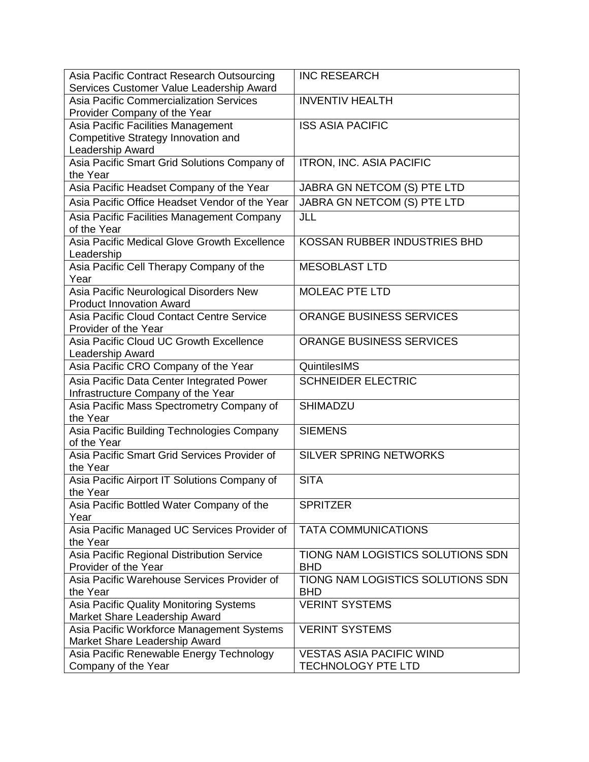| | |
|---|---|
| Asia Pacific Contract Research Outsourcing Services Customer Value Leadership Award | INC RESEARCH |
| Asia Pacific Commercialization Services Provider Company of the Year | INVENTIV HEALTH |
| Asia Pacific Facilities Management Competitive Strategy Innovation and Leadership Award | ISS ASIA PACIFIC |
| Asia Pacific Smart Grid Solutions Company of the Year | ITRON, INC. ASIA PACIFIC |
| Asia Pacific Headset Company of the Year | JABRA GN NETCOM (S) PTE LTD |
| Asia Pacific Office Headset Vendor of the Year | JABRA GN NETCOM (S) PTE LTD |
| Asia Pacific Facilities Management Company of the Year | JLL |
| Asia Pacific Medical Glove Growth Excellence Leadership | KOSSAN RUBBER INDUSTRIES BHD |
| Asia Pacific Cell Therapy Company of the Year | MESOBLAST LTD |
| Asia Pacific Neurological Disorders New Product Innovation Award | MOLEAC PTE LTD |
| Asia Pacific Cloud Contact Centre Service Provider of the Year | ORANGE BUSINESS SERVICES |
| Asia Pacific Cloud UC Growth Excellence Leadership Award | ORANGE BUSINESS SERVICES |
| Asia Pacific CRO Company of the Year | QuintilesIMS |
| Asia Pacific Data Center Integrated Power Infrastructure Company of the Year | SCHNEIDER ELECTRIC |
| Asia Pacific Mass Spectrometry Company of the Year | SHIMADZU |
| Asia Pacific Building Technologies Company of the Year | SIEMENS |
| Asia Pacific Smart Grid Services Provider of the Year | SILVER SPRING NETWORKS |
| Asia Pacific Airport IT Solutions Company of the Year | SITA |
| Asia Pacific Bottled Water Company of the Year | SPRITZER |
| Asia Pacific Managed UC Services Provider of the Year | TATA COMMUNICATIONS |
| Asia Pacific Regional Distribution Service Provider of the Year | TIONG NAM LOGISTICS SOLUTIONS SDN BHD |
| Asia Pacific Warehouse Services Provider of the Year | TIONG NAM LOGISTICS SOLUTIONS SDN BHD |
| Asia Pacific Quality Monitoring Systems Market Share Leadership Award | VERINT SYSTEMS |
| Asia Pacific Workforce Management Systems Market Share Leadership Award | VERINT SYSTEMS |
| Asia Pacific Renewable Energy Technology Company of the Year | VESTAS ASIA PACIFIC WIND TECHNOLOGY PTE LTD |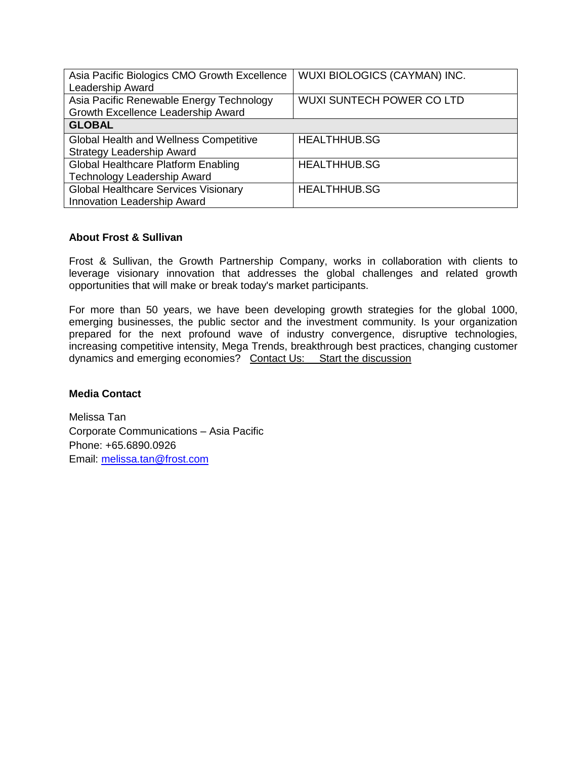| | |
|---|---|
| Asia Pacific Biologics CMO Growth Excellence Leadership Award | WUXI BIOLOGICS (CAYMAN) INC. |
| Asia Pacific Renewable Energy Technology Growth Excellence Leadership Award | WUXI SUNTECH POWER CO LTD |
| **GLOBAL** | |
| Global Health and Wellness Competitive Strategy Leadership Award | HEALTHHUB.SG |
| Global Healthcare Platform Enabling Technology Leadership Award | HEALTHHUB.SG |
| Global Healthcare Services Visionary Innovation Leadership Award | HEALTHHUB.SG |

**About Frost & Sullivan**

Frost & Sullivan, the Growth Partnership Company, works in collaboration with clients to leverage visionary innovation that addresses the global challenges and related growth opportunities that will make or break today's market participants.

For more than 50 years, we have been developing growth strategies for the global 1000, emerging businesses, the public sector and the investment community. Is your organization prepared for the next profound wave of industry convergence, disruptive technologies, increasing competitive intensity, Mega Trends, breakthrough best practices, changing customer dynamics and emerging economies? Contact Us: Start the discussion

**Media Contact**

Melissa Tan
Corporate Communications – Asia Pacific
Phone: +65.6890.0926
Email: melissa.tan@frost.com